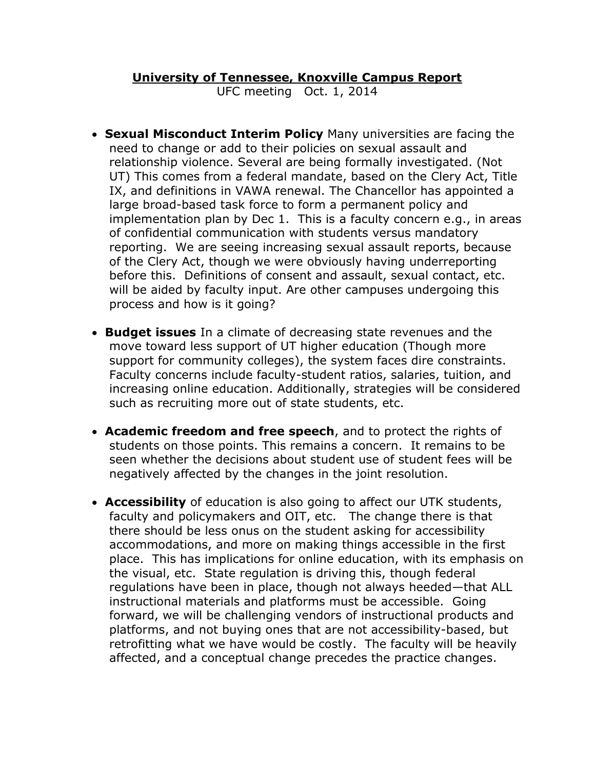**University of Tennessee, Knoxville Campus Report**

UFC meeting Oct. 1, 2014

- **Sexual Misconduct Interim Policy** Many universities are facing the need to change or add to their policies on sexual assault and relationship violence. Several are being formally investigated. (Not UT) This comes from a federal mandate, based on the Clery Act, Title IX, and definitions in VAWA renewal. The Chancellor has appointed a large broad-based task force to form a permanent policy and implementation plan by Dec 1. This is a faculty concern e.g., in areas of confidential communication with students versus mandatory reporting. We are seeing increasing sexual assault reports, because of the Clery Act, though we were obviously having underreporting before this. Definitions of consent and assault, sexual contact, etc. will be aided by faculty input. Are other campuses undergoing this process and how is it going?

- **Budget issues** In a climate of decreasing state revenues and the move toward less support of UT higher education (Though more support for community colleges), the system faces dire constraints. Faculty concerns include faculty-student ratios, salaries, tuition, and increasing online education. Additionally, strategies will be considered such as recruiting more out of state students, etc.

- **Academic freedom and free speech**, and to protect the rights of students on those points. This remains a concern. It remains to be seen whether the decisions about student use of student fees will be negatively affected by the changes in the joint resolution.

- **Accessibility** of education is also going to affect our UTK students, faculty and policymakers and OIT, etc. The change there is that there should be less onus on the student asking for accessibility accommodations, and more on making things accessible in the first place. This has implications for online education, with its emphasis on the visual, etc. State regulation is driving this, though federal regulations have been in place, though not always heeded—that ALL instructional materials and platforms must be accessible. Going forward, we will be challenging vendors of instructional products and platforms, and not buying ones that are not accessibility-based, but retrofitting what we have would be costly. The faculty will be heavily affected, and a conceptual change precedes the practice changes.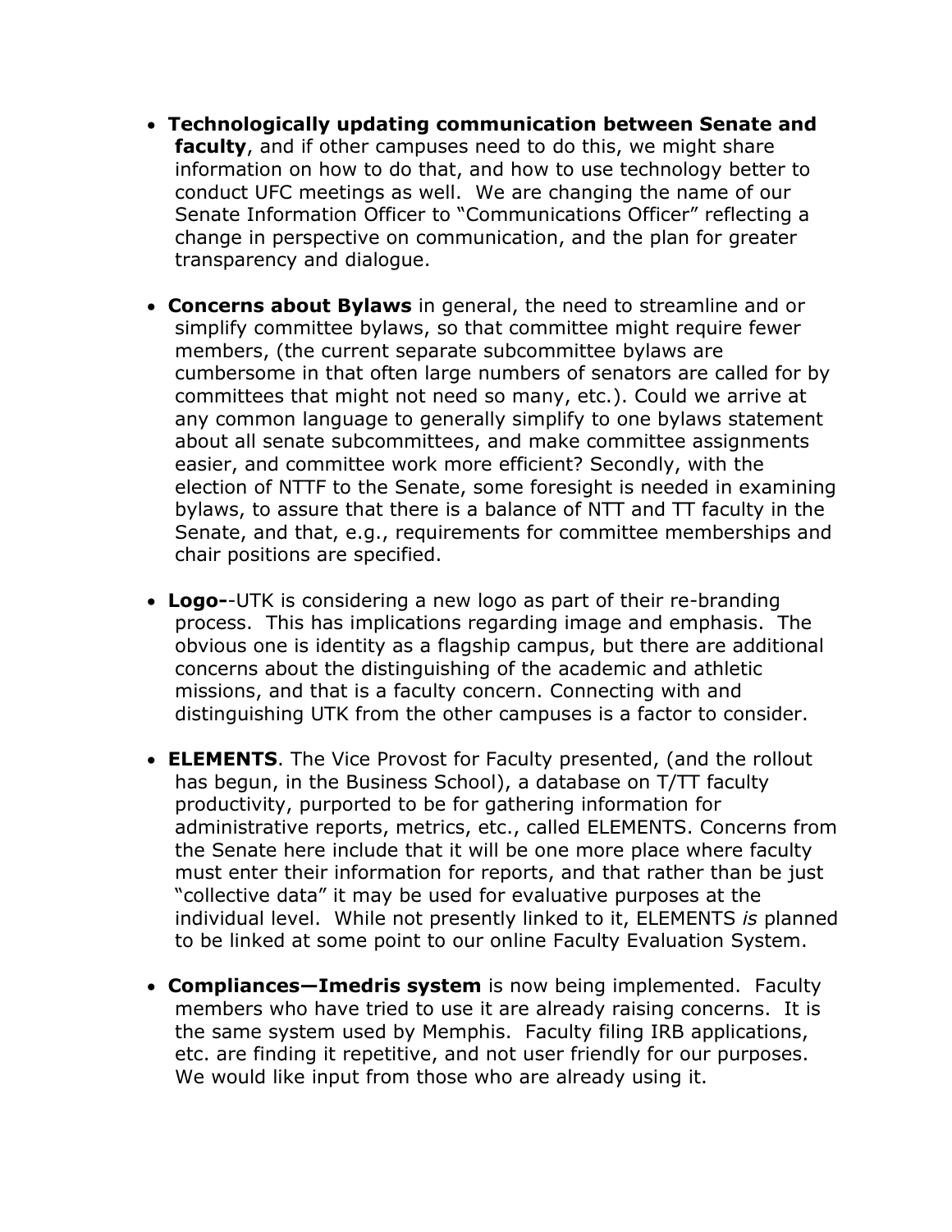- **Technologically updating communication between Senate and faculty**, and if other campuses need to do this, we might share information on how to do that, and how to use technology better to conduct UFC meetings as well. We are changing the name of our Senate Information Officer to "Communications Officer" reflecting a change in perspective on communication, and the plan for greater transparency and dialogue.

- **Concerns about Bylaws** in general, the need to streamline and or simplify committee bylaws, so that committee might require fewer members, (the current separate subcommittee bylaws are cumbersome in that often large numbers of senators are called for by committees that might not need so many, etc.). Could we arrive at any common language to generally simplify to one bylaws statement about all senate subcommittees, and make committee assignments easier, and committee work more efficient? Secondly, with the election of NTTF to the Senate, some foresight is needed in examining bylaws, to assure that there is a balance of NTT and TT faculty in the Senate, and that, e.g., requirements for committee memberships and chair positions are specified.

- **Logo-**-UTK is considering a new logo as part of their re-branding process. This has implications regarding image and emphasis. The obvious one is identity as a flagship campus, but there are additional concerns about the distinguishing of the academic and athletic missions, and that is a faculty concern. Connecting with and distinguishing UTK from the other campuses is a factor to consider.

- **ELEMENTS**. The Vice Provost for Faculty presented, (and the rollout has begun, in the Business School), a database on T/TT faculty productivity, purported to be for gathering information for administrative reports, metrics, etc., called ELEMENTS. Concerns from the Senate here include that it will be one more place where faculty must enter their information for reports, and that rather than be just "collective data" it may be used for evaluative purposes at the individual level. While not presently linked to it, ELEMENTS *is* planned to be linked at some point to our online Faculty Evaluation System.

- **Compliances—Imedris system** is now being implemented. Faculty members who have tried to use it are already raising concerns. It is the same system used by Memphis. Faculty filing IRB applications, etc. are finding it repetitive, and not user friendly for our purposes. We would like input from those who are already using it.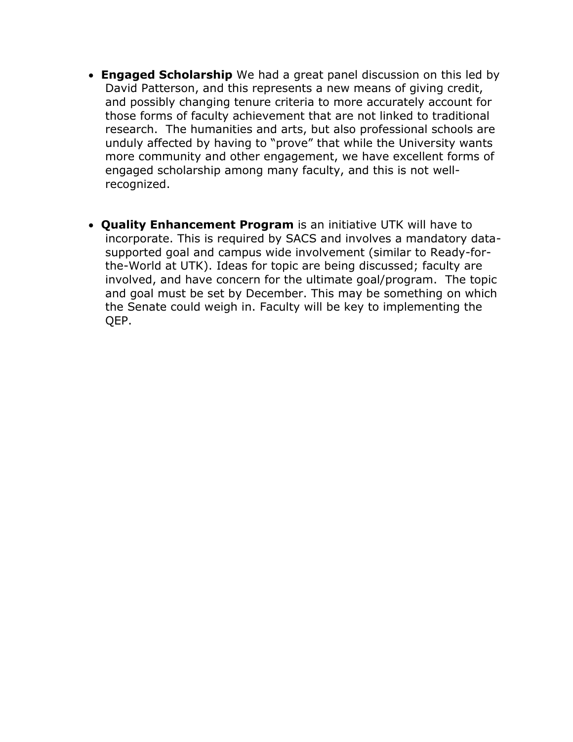- **Engaged Scholarship** We had a great panel discussion on this led by David Patterson, and this represents a new means of giving credit, and possibly changing tenure criteria to more accurately account for those forms of faculty achievement that are not linked to traditional research. The humanities and arts, but also professional schools are unduly affected by having to "prove" that while the University wants more community and other engagement, we have excellent forms of engaged scholarship among many faculty, and this is not well-recognized.

- **Quality Enhancement Program** is an initiative UTK will have to incorporate. This is required by SACS and involves a mandatory data-supported goal and campus wide involvement (similar to Ready-for-the-World at UTK). Ideas for topic are being discussed; faculty are involved, and have concern for the ultimate goal/program. The topic and goal must be set by December. This may be something on which the Senate could weigh in. Faculty will be key to implementing the QEP.